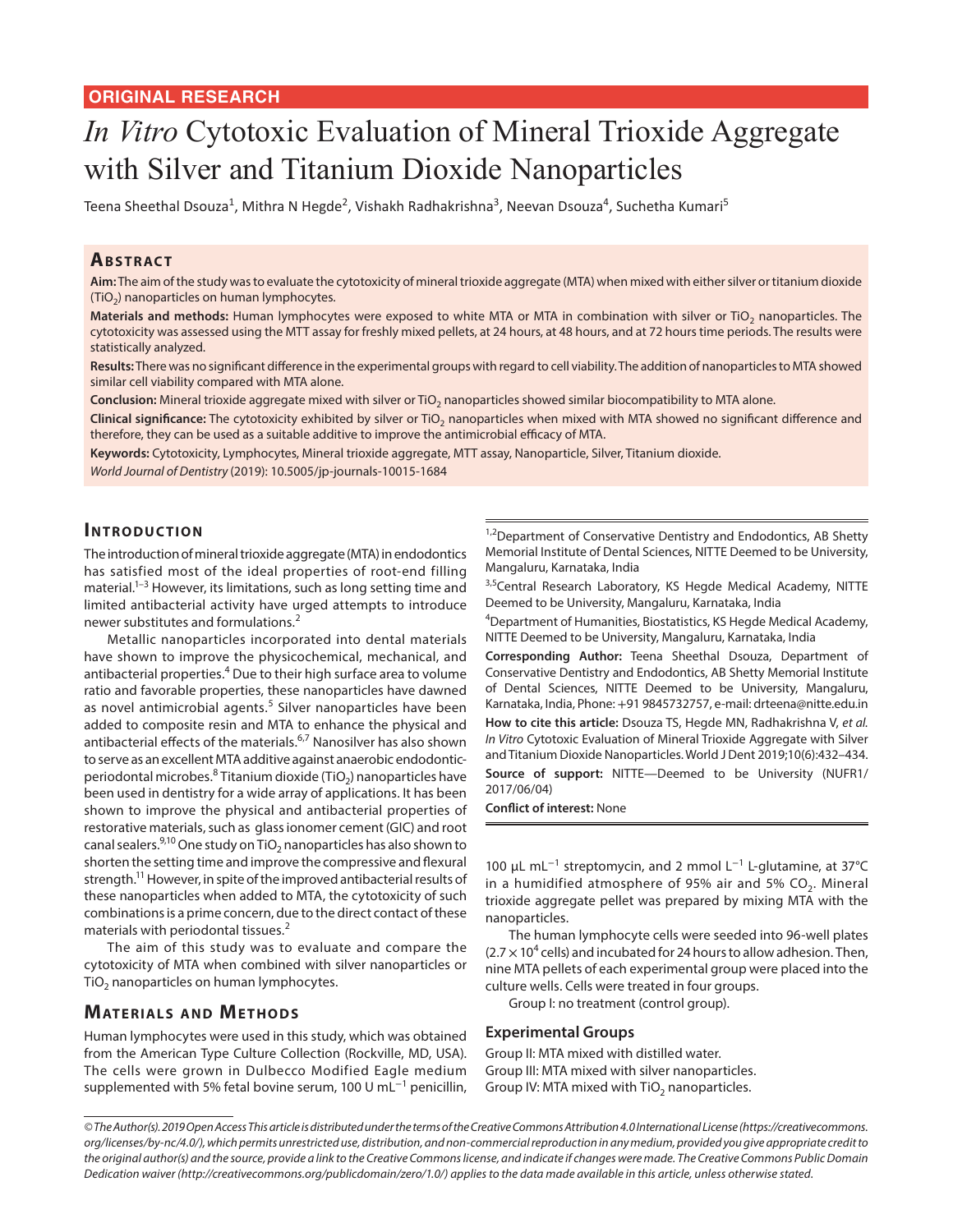ORIGINAL RESEARCH

# *In Vitro* Cytotoxic Evaluation of Mineral Trioxide Aggregate with Silver and Titanium Dioxide Nanoparticles

Teena Sheethal Dsouza[1], Mithra N Hegde[2], Vishakh Radhakrishna[3], Neevan Dsouza[4], Suchetha Kumari[5]

## Abstract

**Aim:** The aim of the study was to evaluate the cytotoxicity of mineral trioxide aggregate (MTA) when mixed with either silver or titanium dioxide ($TiO_2$) nanoparticles on human lymphocytes.

**Materials and methods:** Human lymphocytes were exposed to white MTA or MTA in combination with silver or $TiO_2$ nanoparticles. The cytotoxicity was assessed using the MTT assay for freshly mixed pellets, at 24 hours, at 48 hours, and at 72 hours time periods. The results were statistically analyzed.

**Results:** There was no significant difference in the experimental groups with regard to cell viability. The addition of nanoparticles to MTA showed similar cell viability compared with MTA alone.

**Conclusion:** Mineral trioxide aggregate mixed with silver or $TiO_2$ nanoparticles showed similar biocompatibility to MTA alone.

**Clinical significance:** The cytotoxicity exhibited by silver or $TiO_2$ nanoparticles when mixed with MTA showed no significant difference and therefore, they can be used as a suitable additive to improve the antimicrobial efficacy of MTA.

**Keywords:** Cytotoxicity, Lymphocytes, Mineral trioxide aggregate, MTT assay, Nanoparticle, Silver, Titanium dioxide.

*World Journal of Dentistry* (2019): 10.5005/jp-journals-10015-1684

## Introduction

The introduction of mineral trioxide aggregate (MTA) in endodontics has satisfied most of the ideal properties of root-end filling material.[1–3] However, its limitations, such as long setting time and limited antibacterial activity have urged attempts to introduce newer substitutes and formulations.[2]

Metallic nanoparticles incorporated into dental materials have shown to improve the physicochemical, mechanical, and antibacterial properties.[4] Due to their high surface area to volume ratio and favorable properties, these nanoparticles have dawned as novel antimicrobial agents.[5] Silver nanoparticles have been added to composite resin and MTA to enhance the physical and antibacterial effects of the materials.[6,7] Nanosilver has also shown to serve as an excellent MTA additive against anaerobic endodontic-periodontal microbes.[8] Titanium dioxide ($TiO_2$) nanoparticles have been used in dentistry for a wide array of applications. It has been shown to improve the physical and antibacterial properties of restorative materials, such as glass ionomer cement (GIC) and root canal sealers.[9,10] One study on $TiO_2$ nanoparticles has also shown to shorten the setting time and improve the compressive and flexural strength.[11] However, in spite of the improved antibacterial results of these nanoparticles when added to MTA, the cytotoxicity of such combinations is a prime concern, due to the direct contact of these materials with periodontal tissues.[2]

The aim of this study was to evaluate and compare the cytotoxicity of MTA when combined with silver nanoparticles or $TiO_2$ nanoparticles on human lymphocytes.

## Materials and Methods

Human lymphocytes were used in this study, which was obtained from the American Type Culture Collection (Rockville, MD, USA). The cells were grown in Dulbecco Modified Eagle medium supplemented with 5% fetal bovine serum, 100 U $mL^{-1}$ penicillin, 100 µL $mL^{-1}$ streptomycin, and 2 mmol $L^{-1}$ L-glutamine, at 37°C in a humidified atmosphere of 95% air and 5% $CO_2$. Mineral trioxide aggregate pellet was prepared by mixing MTA with the nanoparticles.

The human lymphocyte cells were seeded into 96-well plates ($2.7 \times 10^4$ cells) and incubated for 24 hours to allow adhesion. Then, nine MTA pellets of each experimental group were placed into the culture wells. Cells were treated in four groups.

Group I: no treatment (control group).

### Experimental Groups

Group II: MTA mixed with distilled water.
Group III: MTA mixed with silver nanoparticles.
Group IV: MTA mixed with $TiO_2$ nanoparticles.

---

[1,2]Department of Conservative Dentistry and Endodontics, AB Shetty Memorial Institute of Dental Sciences, NITTE Deemed to be University, Mangaluru, Karnataka, India

[3,5]Central Research Laboratory, KS Hegde Medical Academy, NITTE Deemed to be University, Mangaluru, Karnataka, India

[4]Department of Humanities, Biostatistics, KS Hegde Medical Academy, NITTE Deemed to be University, Mangaluru, Karnataka, India

**Corresponding Author:** Teena Sheethal Dsouza, Department of Conservative Dentistry and Endodontics, AB Shetty Memorial Institute of Dental Sciences, NITTE Deemed to be University, Mangaluru, Karnataka, India, Phone: +91 9845732757, e-mail: drteena@nitte.edu.in

**How to cite this article:** Dsouza TS, Hegde MN, Radhakrishna V, *et al.* *In Vitro* Cytotoxic Evaluation of Mineral Trioxide Aggregate with Silver and Titanium Dioxide Nanoparticles. World J Dent 2019;10(6):432–434.

**Source of support:** NITTE—Deemed to be University (NUFR1/2017/06/04)

**Conflict of interest:** None

*© The Author(s). 2019 Open Access This article is distributed under the terms of the Creative Commons Attribution 4.0 International License (https://creativecommons.org/licenses/by-nc/4.0/), which permits unrestricted use, distribution, and non-commercial reproduction in any medium, provided you give appropriate credit to the original author(s) and the source, provide a link to the Creative Commons license, and indicate if changes were made. The Creative Commons Public Domain Dedication waiver (http://creativecommons.org/publicdomain/zero/1.0/) applies to the data made available in this article, unless otherwise stated.*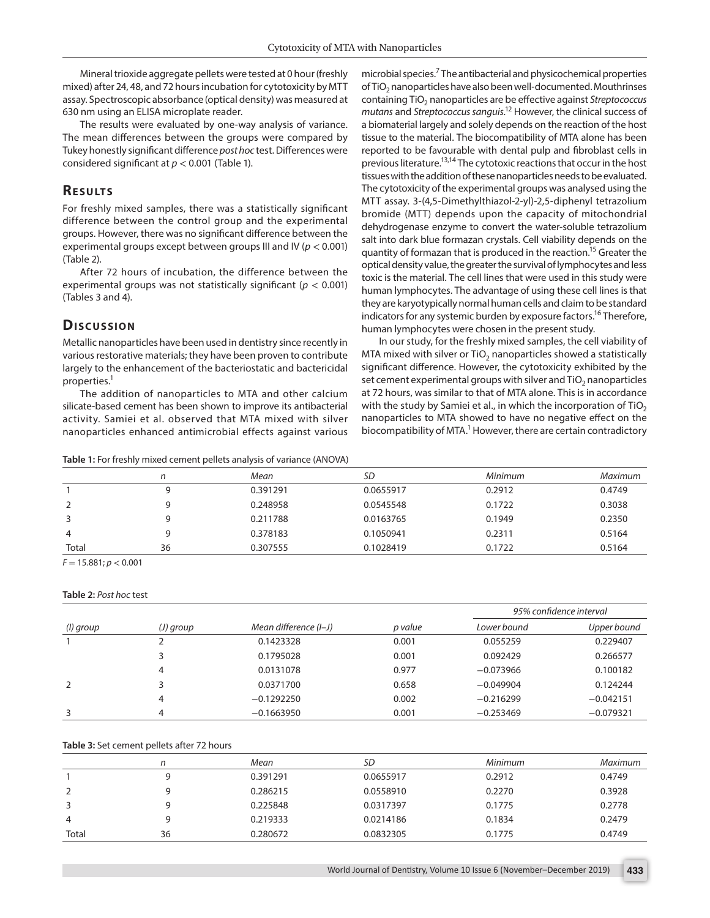Mineral trioxide aggregate pellets were tested at 0 hour (freshly mixed) after 24, 48, and 72 hours incubation for cytotoxicity by MTT assay. Spectroscopic absorbance (optical density) was measured at 630 nm using an ELISA microplate reader.

The results were evaluated by one-way analysis of variance. The mean differences between the groups were compared by Tukey honestly significant difference *post hoc* test. Differences were considered significant at $p < 0.001$ (Table 1).

## Results

For freshly mixed samples, there was a statistically significant difference between the control group and the experimental groups. However, there was no significant difference between the experimental groups except between groups III and IV ($p < 0.001$) (Table 2).

After 72 hours of incubation, the difference between the experimental groups was not statistically significant ($p < 0.001$) (Tables 3 and 4).

## Discussion

Metallic nanoparticles have been used in dentistry since recently in various restorative materials; they have been proven to contribute largely to the enhancement of the bacteriostatic and bactericidal properties.[1]

The addition of nanoparticles to MTA and other calcium silicate-based cement has been shown to improve its antibacterial activity. Samiei et al. observed that MTA mixed with silver nanoparticles enhanced antimicrobial effects against various microbial species.[7] The antibacterial and physicochemical properties of $TiO_2$ nanoparticles have also been well-documented. Mouthrinses containing $TiO_2$ nanoparticles are be effective against *Streptococcus mutans* and *Streptococcus sanguis*.[12] However, the clinical success of a biomaterial largely and solely depends on the reaction of the host tissue to the material. The biocompatibility of MTA alone has been reported to be favourable with dental pulp and fibroblast cells in previous literature.[13,14] The cytotoxic reactions that occur in the host tissues with the addition of these nanoparticles needs to be evaluated. The cytotoxicity of the experimental groups was analysed using the MTT assay. 3-(4,5-Dimethylthiazol-2-yl)-2,5-diphenyl tetrazolium bromide (MTT) depends upon the capacity of mitochondrial dehydrogenase enzyme to convert the water-soluble tetrazolium salt into dark blue formazan crystals. Cell viability depends on the quantity of formazan that is produced in the reaction.[15] Greater the optical density value, the greater the survival of lymphocytes and less toxic is the material. The cell lines that were used in this study were human lymphocytes. The advantage of using these cell lines is that they are karyotypically normal human cells and claim to be standard indicators for any systemic burden by exposure factors.[16] Therefore, human lymphocytes were chosen in the present study.

In our study, for the freshly mixed samples, the cell viability of MTA mixed with silver or $TiO_2$ nanoparticles showed a statistically significant difference. However, the cytotoxicity exhibited by the set cement experimental groups with silver and $TiO_2$ nanoparticles at 72 hours, was similar to that of MTA alone. This is in accordance with the study by Samiei et al., in which the incorporation of $TiO_2$ nanoparticles to MTA showed to have no negative effect on the biocompatibility of MTA.[1] However, there are certain contradictory

**Table 1:** For freshly mixed cement pellets analysis of variance (ANOVA)

| | *n* | *Mean* | *SD* | *Minimum* | *Maximum* |
|---|---|---|---|---|---|
| 1 | 9 | 0.391291 | 0.0655917 | 0.2912 | 0.4749 |
| 2 | 9 | 0.248958 | 0.0545548 | 0.1722 | 0.3038 |
| 3 | 9 | 0.211788 | 0.0163765 | 0.1949 | 0.2350 |
| 4 | 9 | 0.378183 | 0.1050941 | 0.2311 | 0.5164 |
| Total | 36 | 0.307555 | 0.1028419 | 0.1722 | 0.5164 |

$F = 15.881$; $p < 0.001$

**Table 2:** *Post hoc* test

| | | | | *95% confidence interval* | |
|---|---|---|---|---|---|
| *(I) group* | *(J) group* | *Mean difference (I–J)* | *p value* | *Lower bound* | *Upper bound* |
| 1 | 2 | 0.1423328 | 0.001 | 0.055259 | 0.229407 |
| | 3 | 0.1795028 | 0.001 | 0.092429 | 0.266577 |
| | 4 | 0.0131078 | 0.977 | −0.073966 | 0.100182 |
| 2 | 3 | 0.0371700 | 0.658 | −0.049904 | 0.124244 |
| | 4 | −0.1292250 | 0.002 | −0.216299 | −0.042151 |
| 3 | 4 | −0.1663950 | 0.001 | −0.253469 | −0.079321 |

**Table 3:** Set cement pellets after 72 hours

| | *n* | *Mean* | *SD* | *Minimum* | *Maximum* |
|---|---|---|---|---|---|
| 1 | 9 | 0.391291 | 0.0655917 | 0.2912 | 0.4749 |
| 2 | 9 | 0.286215 | 0.0558910 | 0.2270 | 0.3928 |
| 3 | 9 | 0.225848 | 0.0317397 | 0.1775 | 0.2778 |
| 4 | 9 | 0.219333 | 0.0214186 | 0.1834 | 0.2479 |
| Total | 36 | 0.280672 | 0.0832305 | 0.1775 | 0.4749 |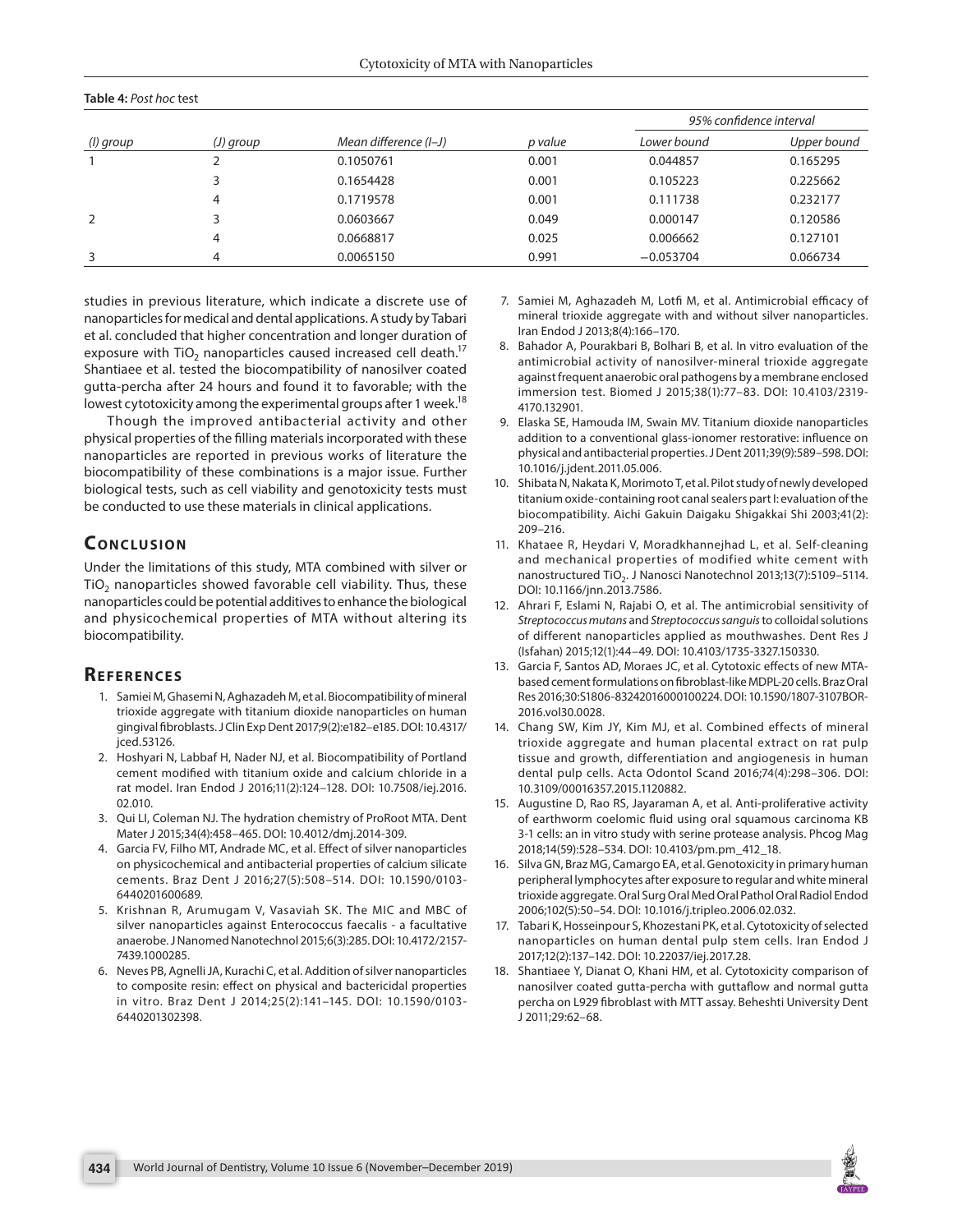**Table 4:** *Post hoc* test

| | | | | 95% confidence interval | |
|---|---|---|---|---|---|
| *(I) group* | *(J) group* | *Mean difference (I–J)* | *p value* | *Lower bound* | *Upper bound* |
| 1 | 2 | 0.1050761 | 0.001 | 0.044857 | 0.165295 |
| | 3 | 0.1654428 | 0.001 | 0.105223 | 0.225662 |
| | 4 | 0.1719578 | 0.001 | 0.111738 | 0.232177 |
| 2 | 3 | 0.0603667 | 0.049 | 0.000147 | 0.120586 |
| | 4 | 0.0668817 | 0.025 | 0.006662 | 0.127101 |
| 3 | 4 | 0.0065150 | 0.991 | −0.053704 | 0.066734 |

studies in previous literature, which indicate a discrete use of nanoparticles for medical and dental applications. A study by Tabari et al. concluded that higher concentration and longer duration of exposure with $TiO_2$ nanoparticles caused increased cell death.[17] Shantiaee et al. tested the biocompatibility of nanosilver coated gutta-percha after 24 hours and found it to favorable; with the lowest cytotoxicity among the experimental groups after 1 week.[18]

Though the improved antibacterial activity and other physical properties of the filling materials incorporated with these nanoparticles are reported in previous works of literature the biocompatibility of these combinations is a major issue. Further biological tests, such as cell viability and genotoxicity tests must be conducted to use these materials in clinical applications.

## Conclusion

Under the limitations of this study, MTA combined with silver or $TiO_2$ nanoparticles showed favorable cell viability. Thus, these nanoparticles could be potential additives to enhance the biological and physicochemical properties of MTA without altering its biocompatibility.

## References

1. Samiei M, Ghasemi N, Aghazadeh M, et al. Biocompatibility of mineral trioxide aggregate with titanium dioxide nanoparticles on human gingival fibroblasts. J Clin Exp Dent 2017;9(2):e182–e185. DOI: 10.4317/jced.53126.
2. Hoshyari N, Labbaf H, Nader NJ, et al. Biocompatibility of Portland cement modified with titanium oxide and calcium chloride in a rat model. Iran Endod J 2016;11(2):124–128. DOI: 10.7508/iej.2016.02.010.
3. Qui LI, Coleman NJ. The hydration chemistry of ProRoot MTA. Dent Mater J 2015;34(4):458–465. DOI: 10.4012/dmj.2014-309.
4. Garcia FV, Filho MT, Andrade MC, et al. Effect of silver nanoparticles on physicochemical and antibacterial properties of calcium silicate cements. Braz Dent J 2016;27(5):508–514. DOI: 10.1590/0103-6440201600689.
5. Krishnan R, Arumugam V, Vasaviah SK. The MIC and MBC of silver nanoparticles against Enterococcus faecalis - a facultative anaerobe. J Nanomed Nanotechnol 2015;6(3):285. DOI: 10.4172/2157-7439.1000285.
6. Neves PB, Agnelli JA, Kurachi C, et al. Addition of silver nanoparticles to composite resin: effect on physical and bactericidal properties in vitro. Braz Dent J 2014;25(2):141–145. DOI: 10.1590/0103-6440201302398.
7. Samiei M, Aghazadeh M, Lotfi M, et al. Antimicrobial efficacy of mineral trioxide aggregate with and without silver nanoparticles. Iran Endod J 2013;8(4):166–170.
8. Bahador A, Pourakbari B, Bolhari B, et al. In vitro evaluation of the antimicrobial activity of nanosilver-mineral trioxide aggregate against frequent anaerobic oral pathogens by a membrane enclosed immersion test. Biomed J 2015;38(1):77–83. DOI: 10.4103/2319-4170.132901.
9. Elaska SE, Hamouda IM, Swain MV. Titanium dioxide nanoparticles addition to a conventional glass-ionomer restorative: influence on physical and antibacterial properties. J Dent 2011;39(9):589–598. DOI: 10.1016/j.jdent.2011.05.006.
10. Shibata N, Nakata K, Morimoto T, et al. Pilot study of newly developed titanium oxide-containing root canal sealers part I: evaluation of the biocompatibility. Aichi Gakuin Daigaku Shigakkai Shi 2003;41(2):209–216.
11. Khataee R, Heydari V, Moradkhannejhad L, et al. Self-cleaning and mechanical properties of modified white cement with nanostructured $TiO_2$. J Nanosci Nanotechnol 2013;13(7):5109–5114. DOI: 10.1166/jnn.2013.7586.
12. Ahrari F, Eslami N, Rajabi O, et al. The antimicrobial sensitivity of *Streptococcus mutans* and *Streptococcus sanguis* to colloidal solutions of different nanoparticles applied as mouthwashes. Dent Res J (Isfahan) 2015;12(1):44–49. DOI: 10.4103/1735-3327.150330.
13. Garcia F, Santos AD, Moraes JC, et al. Cytotoxic effects of new MTA-based cement formulations on fibroblast-like MDPL-20 cells. Braz Oral Res 2016;30:S1806-83242016000100224. DOI: 10.1590/1807-3107BOR-2016.vol30.0028.
14. Chang SW, Kim JY, Kim MJ, et al. Combined effects of mineral trioxide aggregate and human placental extract on rat pulp tissue and growth, differentiation and angiogenesis in human dental pulp cells. Acta Odontol Scand 2016;74(4):298–306. DOI: 10.3109/00016357.2015.1120882.
15. Augustine D, Rao RS, Jayaraman A, et al. Anti-proliferative activity of earthworm coelomic fluid using oral squamous carcinoma KB 3-1 cells: an in vitro study with serine protease analysis. Phcog Mag 2018;14(59):528–534. DOI: 10.4103/pm.pm_412_18.
16. Silva GN, Braz MG, Camargo EA, et al. Genotoxicity in primary human peripheral lymphocytes after exposure to regular and white mineral trioxide aggregate. Oral Surg Oral Med Oral Pathol Oral Radiol Endod 2006;102(5):50–54. DOI: 10.1016/j.tripleo.2006.02.032.
17. Tabari K, Hosseinpour S, Khozestani PK, et al. Cytotoxicity of selected nanoparticles on human dental pulp stem cells. Iran Endod J 2017;12(2):137–142. DOI: 10.22037/iej.2017.28.
18. Shantiaee Y, Dianat O, Khani HM, et al. Cytotoxicity comparison of nanosilver coated gutta-percha with guttaflow and normal gutta percha on L929 fibroblast with MTT assay. Beheshti University Dent J 2011;29:62–68.